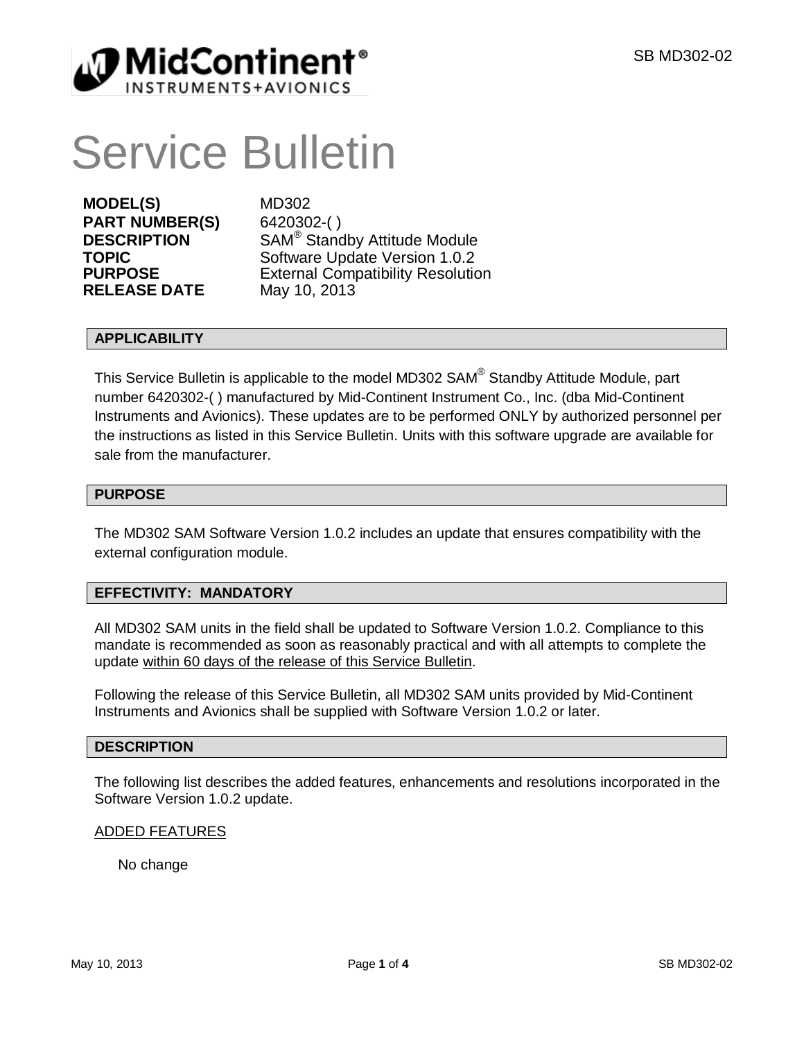# Service Bulletin

| | |
|---|---|
| **MODEL(S)** | MD302 |
| **PART NUMBER(S)** | 6420302-( ) |
| **DESCRIPTION** | SAM® Standby Attitude Module |
| **TOPIC** | Software Update Version 1.0.2 |
| **PURPOSE** | External Compatibility Resolution |
| **RELEASE DATE** | May 10, 2013 |

## APPLICABILITY

This Service Bulletin is applicable to the model MD302 SAM® Standby Attitude Module, part number 6420302-( ) manufactured by Mid-Continent Instrument Co., Inc. (dba Mid-Continent Instruments and Avionics). These updates are to be performed ONLY by authorized personnel per the instructions as listed in this Service Bulletin. Units with this software upgrade are available for sale from the manufacturer.

## PURPOSE

The MD302 SAM Software Version 1.0.2 includes an update that ensures compatibility with the external configuration module.

## EFFECTIVITY: MANDATORY

All MD302 SAM units in the field shall be updated to Software Version 1.0.2. Compliance to this mandate is recommended as soon as reasonably practical and with all attempts to complete the update within 60 days of the release of this Service Bulletin.

Following the release of this Service Bulletin, all MD302 SAM units provided by Mid-Continent Instruments and Avionics shall be supplied with Software Version 1.0.2 or later.

## DESCRIPTION

The following list describes the added features, enhancements and resolutions incorporated in the Software Version 1.0.2 update.

ADDED FEATURES

No change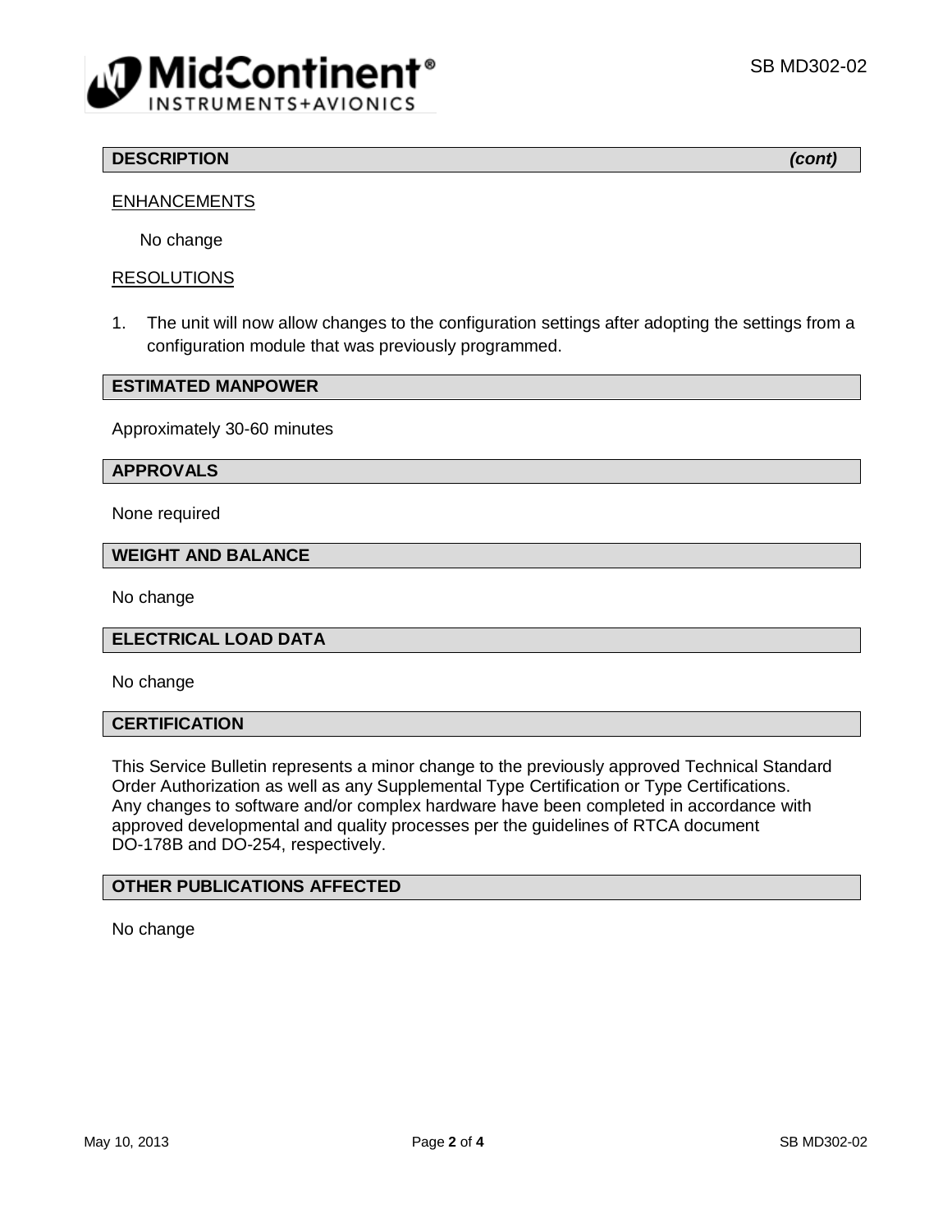## DESCRIPTION *(cont)*

ENHANCEMENTS

No change

RESOLUTIONS

1. The unit will now allow changes to the configuration settings after adopting the settings from a configuration module that was previously programmed.

## ESTIMATED MANPOWER

Approximately 30-60 minutes

## APPROVALS

None required

## WEIGHT AND BALANCE

No change

## ELECTRICAL LOAD DATA

No change

## CERTIFICATION

This Service Bulletin represents a minor change to the previously approved Technical Standard Order Authorization as well as any Supplemental Type Certification or Type Certifications. Any changes to software and/or complex hardware have been completed in accordance with approved developmental and quality processes per the guidelines of RTCA document DO-178B and DO-254, respectively.

## OTHER PUBLICATIONS AFFECTED

No change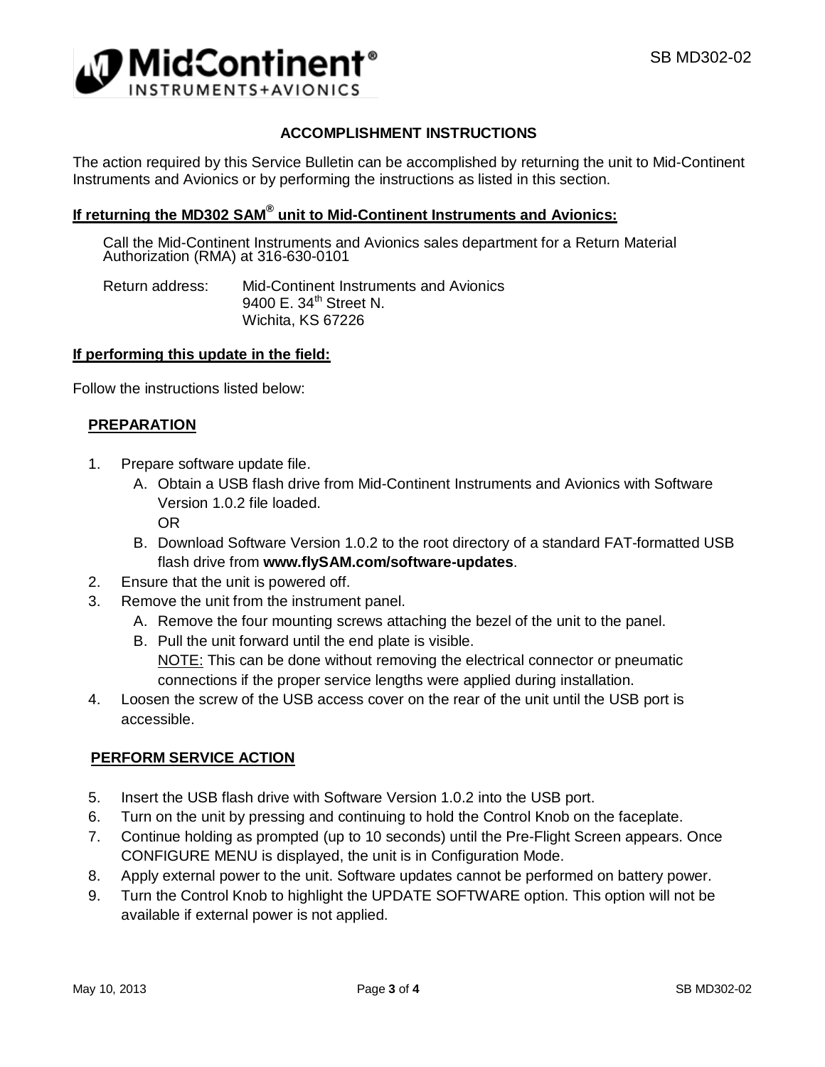## ACCOMPLISHMENT INSTRUCTIONS

The action required by this Service Bulletin can be accomplished by returning the unit to Mid-Continent Instruments and Avionics or by performing the instructions as listed in this section.

**If returning the MD302 SAM® unit to Mid-Continent Instruments and Avionics:**

Call the Mid-Continent Instruments and Avionics sales department for a Return Material Authorization (RMA) at 316-630-0101

Return address: Mid-Continent Instruments and Avionics
9400 E. 34th Street N.
Wichita, KS 67226

**If performing this update in the field:**

Follow the instructions listed below:

### PREPARATION

1. Prepare software update file.
   A. Obtain a USB flash drive from Mid-Continent Instruments and Avionics with Software Version 1.0.2 file loaded.
   OR
   B. Download Software Version 1.0.2 to the root directory of a standard FAT-formatted USB flash drive from **www.flySAM.com/software-updates**.
2. Ensure that the unit is powered off.
3. Remove the unit from the instrument panel.
   A. Remove the four mounting screws attaching the bezel of the unit to the panel.
   B. Pull the unit forward until the end plate is visible.
   NOTE: This can be done without removing the electrical connector or pneumatic connections if the proper service lengths were applied during installation.
4. Loosen the screw of the USB access cover on the rear of the unit until the USB port is accessible.

### PERFORM SERVICE ACTION

5. Insert the USB flash drive with Software Version 1.0.2 into the USB port.
6. Turn on the unit by pressing and continuing to hold the Control Knob on the faceplate.
7. Continue holding as prompted (up to 10 seconds) until the Pre-Flight Screen appears. Once CONFIGURE MENU is displayed, the unit is in Configuration Mode.
8. Apply external power to the unit. Software updates cannot be performed on battery power.
9. Turn the Control Knob to highlight the UPDATE SOFTWARE option. This option will not be available if external power is not applied.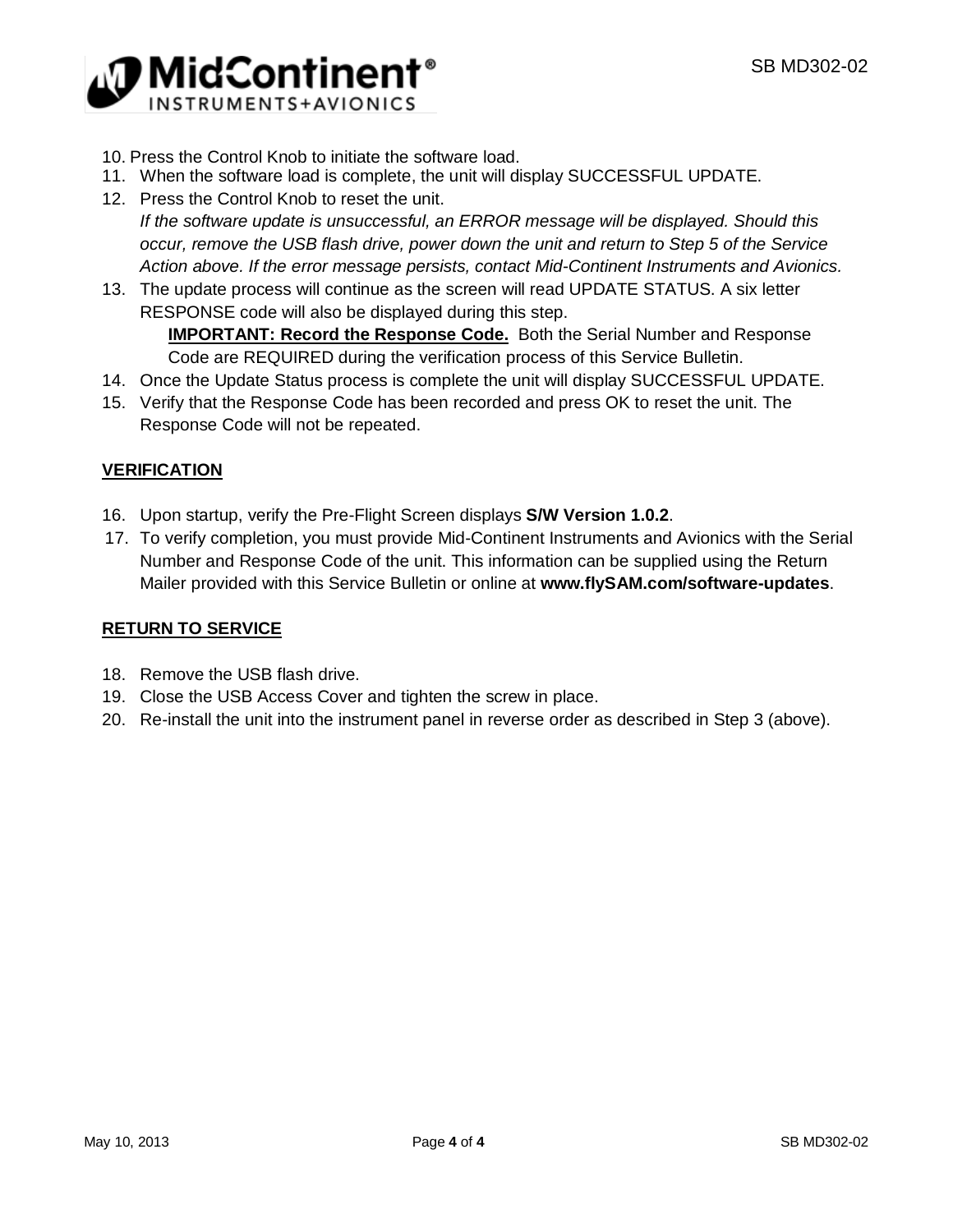10. Press the Control Knob to initiate the software load.
11. When the software load is complete, the unit will display SUCCESSFUL UPDATE.
12. Press the Control Knob to reset the unit.
    *If the software update is unsuccessful, an ERROR message will be displayed. Should this occur, remove the USB flash drive, power down the unit and return to Step 5 of the Service Action above. If the error message persists, contact Mid-Continent Instruments and Avionics.*
13. The update process will continue as the screen will read UPDATE STATUS. A six letter RESPONSE code will also be displayed during this step.
    **IMPORTANT: Record the Response Code.** Both the Serial Number and Response Code are REQUIRED during the verification process of this Service Bulletin.
14. Once the Update Status process is complete the unit will display SUCCESSFUL UPDATE.
15. Verify that the Response Code has been recorded and press OK to reset the unit. The Response Code will not be repeated.

## VERIFICATION

16. Upon startup, verify the Pre-Flight Screen displays **S/W Version 1.0.2**.
17. To verify completion, you must provide Mid-Continent Instruments and Avionics with the Serial Number and Response Code of the unit. This information can be supplied using the Return Mailer provided with this Service Bulletin or online at **www.flySAM.com/software-updates**.

## RETURN TO SERVICE

18. Remove the USB flash drive.
19. Close the USB Access Cover and tighten the screw in place.
20. Re-install the unit into the instrument panel in reverse order as described in Step 3 (above).